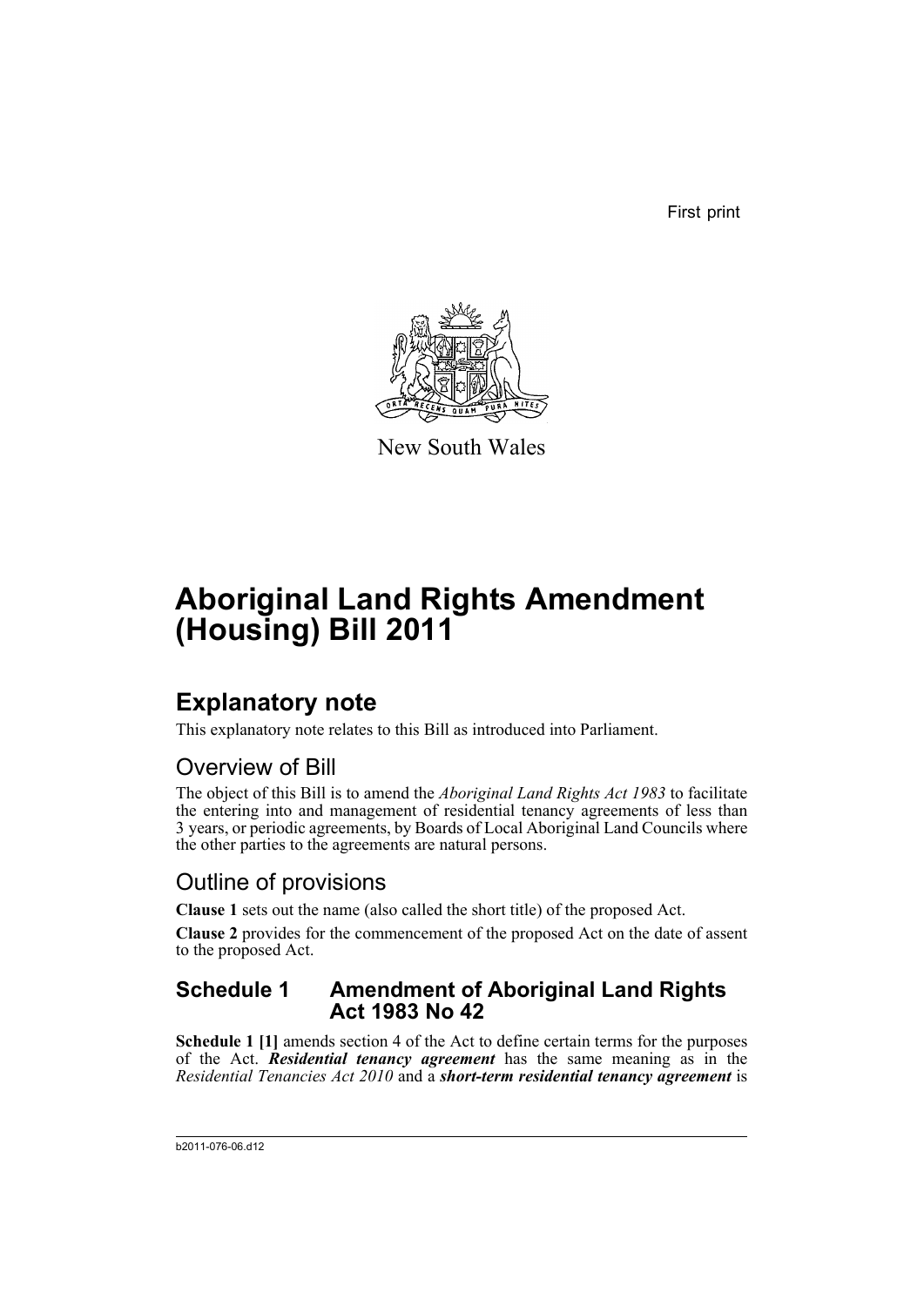First print

New South Wales

# Aboriginal Land Rights Amendment (Housing) Bill 2011

## Explanatory note

This explanatory note relates to this Bill as introduced into Parliament.

### Overview of Bill

The object of this Bill is to amend the *Aboriginal Land Rights Act 1983* to facilitate the entering into and management of residential tenancy agreements of less than 3 years, or periodic agreements, by Boards of Local Aboriginal Land Councils where the other parties to the agreements are natural persons.

### Outline of provisions

**Clause 1** sets out the name (also called the short title) of the proposed Act.

**Clause 2** provides for the commencement of the proposed Act on the date of assent to the proposed Act.

### Schedule 1 Amendment of Aboriginal Land Rights Act 1983 No 42

**Schedule 1 [1]** amends section 4 of the Act to define certain terms for the purposes of the Act. ***Residential tenancy agreement*** has the same meaning as in the *Residential Tenancies Act 2010* and a ***short-term residential tenancy agreement*** is

b2011-076-06.d12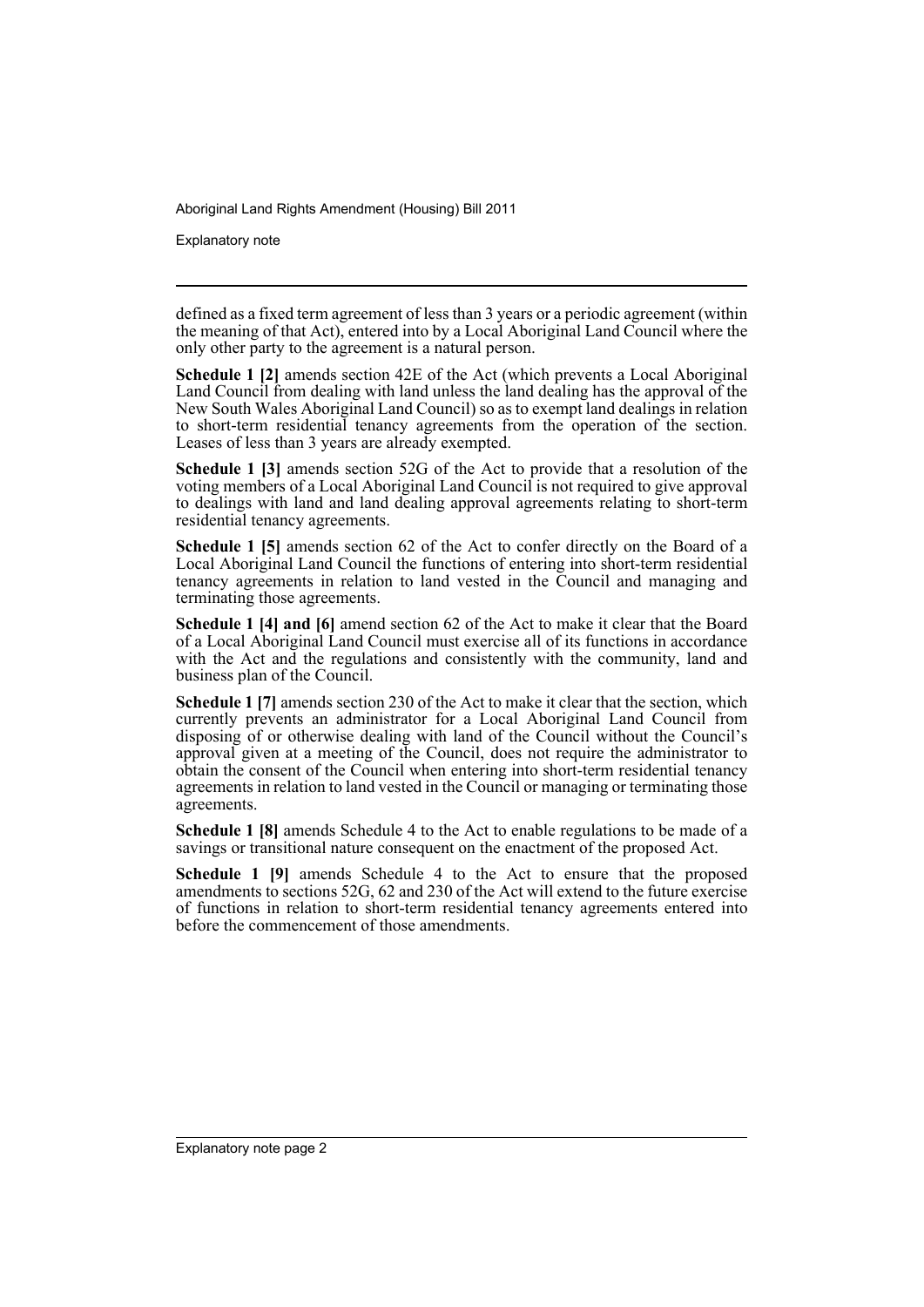defined as a fixed term agreement of less than 3 years or a periodic agreement (within the meaning of that Act), entered into by a Local Aboriginal Land Council where the only other party to the agreement is a natural person.

**Schedule 1 [2]** amends section 42E of the Act (which prevents a Local Aboriginal Land Council from dealing with land unless the land dealing has the approval of the New South Wales Aboriginal Land Council) so as to exempt land dealings in relation to short-term residential tenancy agreements from the operation of the section. Leases of less than 3 years are already exempted.

**Schedule 1 [3]** amends section 52G of the Act to provide that a resolution of the voting members of a Local Aboriginal Land Council is not required to give approval to dealings with land and land dealing approval agreements relating to short-term residential tenancy agreements.

**Schedule 1 [5]** amends section 62 of the Act to confer directly on the Board of a Local Aboriginal Land Council the functions of entering into short-term residential tenancy agreements in relation to land vested in the Council and managing and terminating those agreements.

**Schedule 1 [4] and [6]** amend section 62 of the Act to make it clear that the Board of a Local Aboriginal Land Council must exercise all of its functions in accordance with the Act and the regulations and consistently with the community, land and business plan of the Council.

**Schedule 1 [7]** amends section 230 of the Act to make it clear that the section, which currently prevents an administrator for a Local Aboriginal Land Council from disposing of or otherwise dealing with land of the Council without the Council's approval given at a meeting of the Council, does not require the administrator to obtain the consent of the Council when entering into short-term residential tenancy agreements in relation to land vested in the Council or managing or terminating those agreements.

**Schedule 1 [8]** amends Schedule 4 to the Act to enable regulations to be made of a savings or transitional nature consequent on the enactment of the proposed Act.

**Schedule 1 [9]** amends Schedule 4 to the Act to ensure that the proposed amendments to sections 52G, 62 and 230 of the Act will extend to the future exercise of functions in relation to short-term residential tenancy agreements entered into before the commencement of those amendments.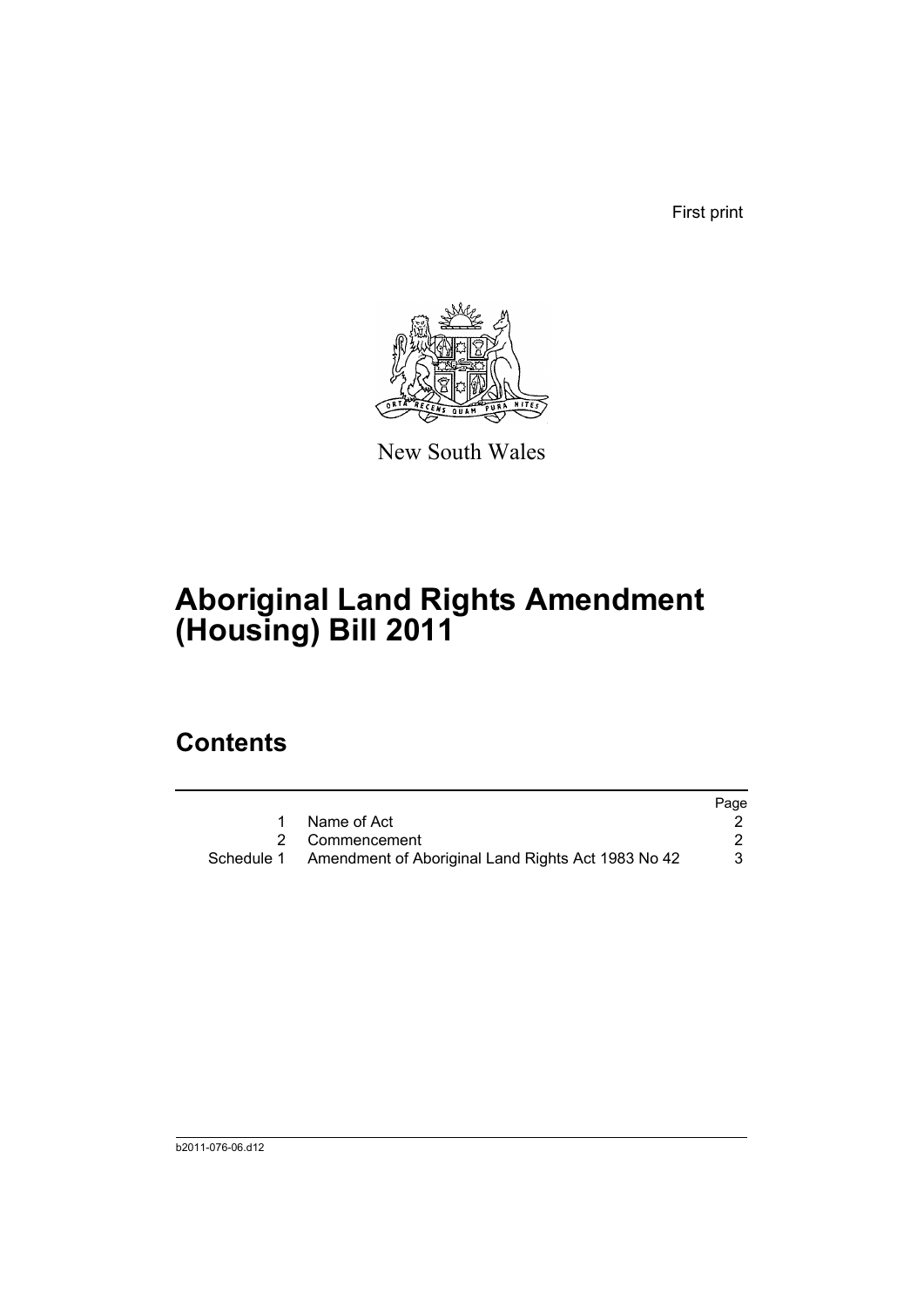First print

New South Wales

# Aboriginal Land Rights Amendment (Housing) Bill 2011

## Contents

| | | Page |
|---|---|---|
| 1 | Name of Act | 2 |
| 2 | Commencement | 2 |
| Schedule 1 | Amendment of Aboriginal Land Rights Act 1983 No 42 | 3 |

b2011-076-06.d12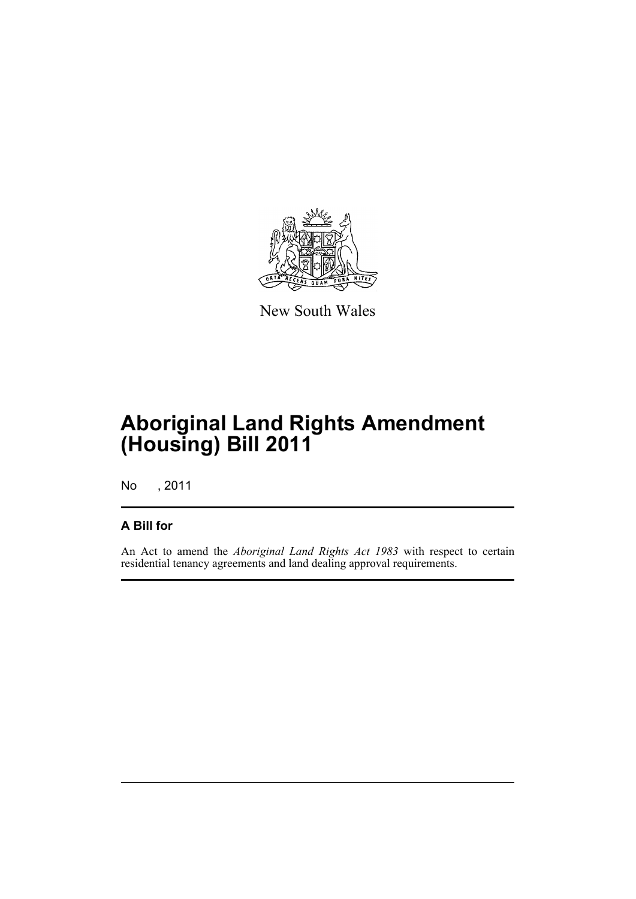New South Wales

# Aboriginal Land Rights Amendment (Housing) Bill 2011

No , 2011

## A Bill for

An Act to amend the *Aboriginal Land Rights Act 1983* with respect to certain residential tenancy agreements and land dealing approval requirements.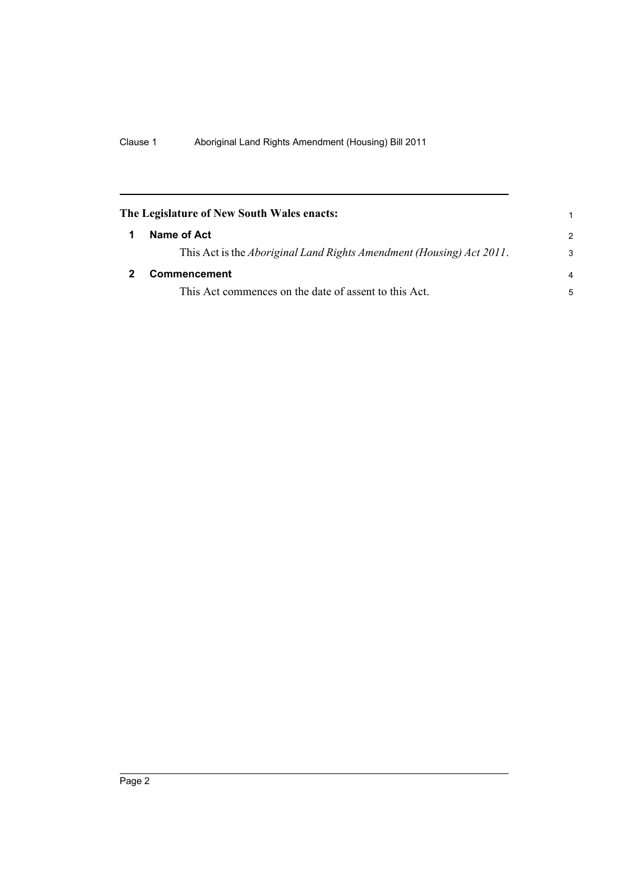**The Legislature of New South Wales enacts:**

## 1 Name of Act

This Act is the *Aboriginal Land Rights Amendment (Housing) Act 2011*.

## 2 Commencement

This Act commences on the date of assent to this Act.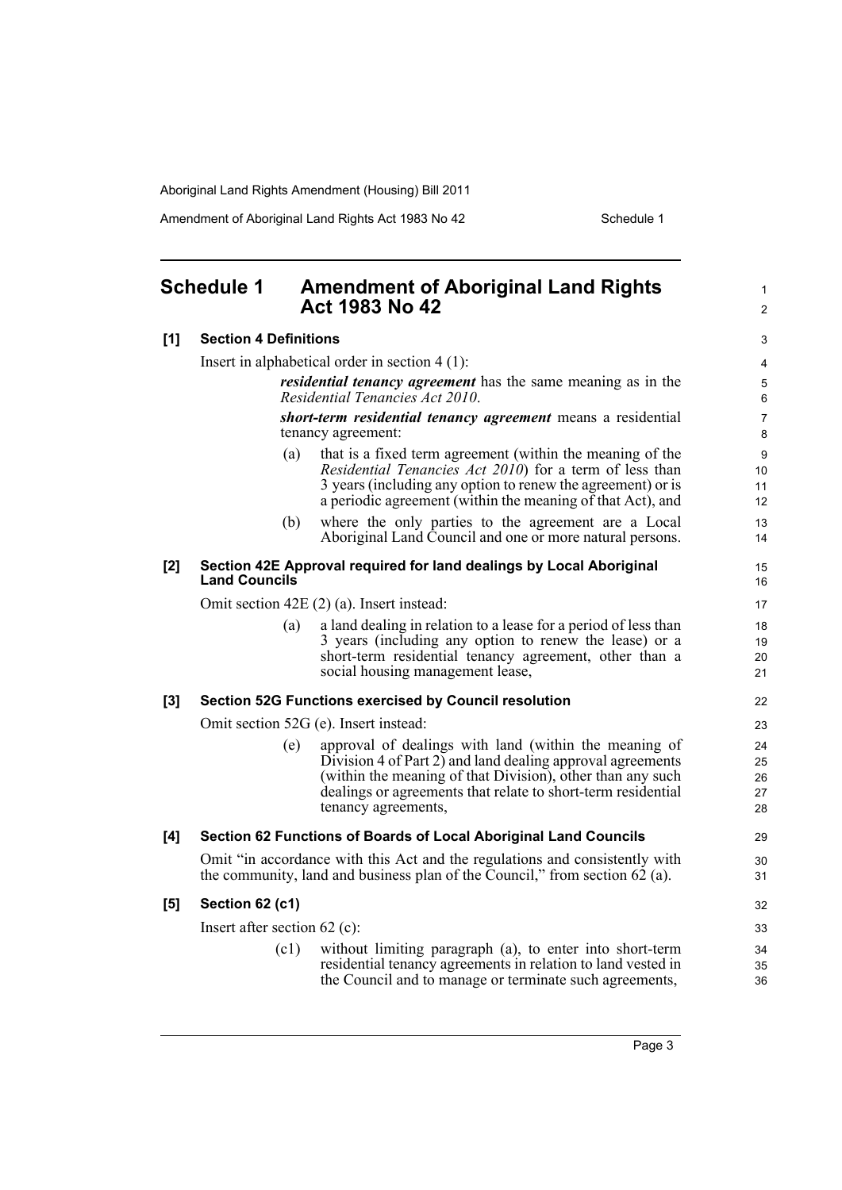## Schedule 1 Amendment of Aboriginal Land Rights Act 1983 No 42

**[1] Section 4 Definitions**

Insert in alphabetical order in section 4 (1):

> ***residential tenancy agreement*** has the same meaning as in the *Residential Tenancies Act 2010*.
>
> ***short-term residential tenancy agreement*** means a residential tenancy agreement:
>
> (a) that is a fixed term agreement (within the meaning of the *Residential Tenancies Act 2010*) for a term of less than 3 years (including any option to renew the agreement) or is a periodic agreement (within the meaning of that Act), and
>
> (b) where the only parties to the agreement are a Local Aboriginal Land Council and one or more natural persons.

**[2] Section 42E Approval required for land dealings by Local Aboriginal Land Councils**

Omit section 42E (2) (a). Insert instead:

> (a) a land dealing in relation to a lease for a period of less than 3 years (including any option to renew the lease) or a short-term residential tenancy agreement, other than a social housing management lease,

**[3] Section 52G Functions exercised by Council resolution**

Omit section 52G (e). Insert instead:

> (e) approval of dealings with land (within the meaning of Division 4 of Part 2) and land dealing approval agreements (within the meaning of that Division), other than any such dealings or agreements that relate to short-term residential tenancy agreements,

**[4] Section 62 Functions of Boards of Local Aboriginal Land Councils**

Omit "in accordance with this Act and the regulations and consistently with the community, land and business plan of the Council," from section 62 (a).

**[5] Section 62 (c1)**

Insert after section 62 (c):

> (c1) without limiting paragraph (a), to enter into short-term residential tenancy agreements in relation to land vested in the Council and to manage or terminate such agreements,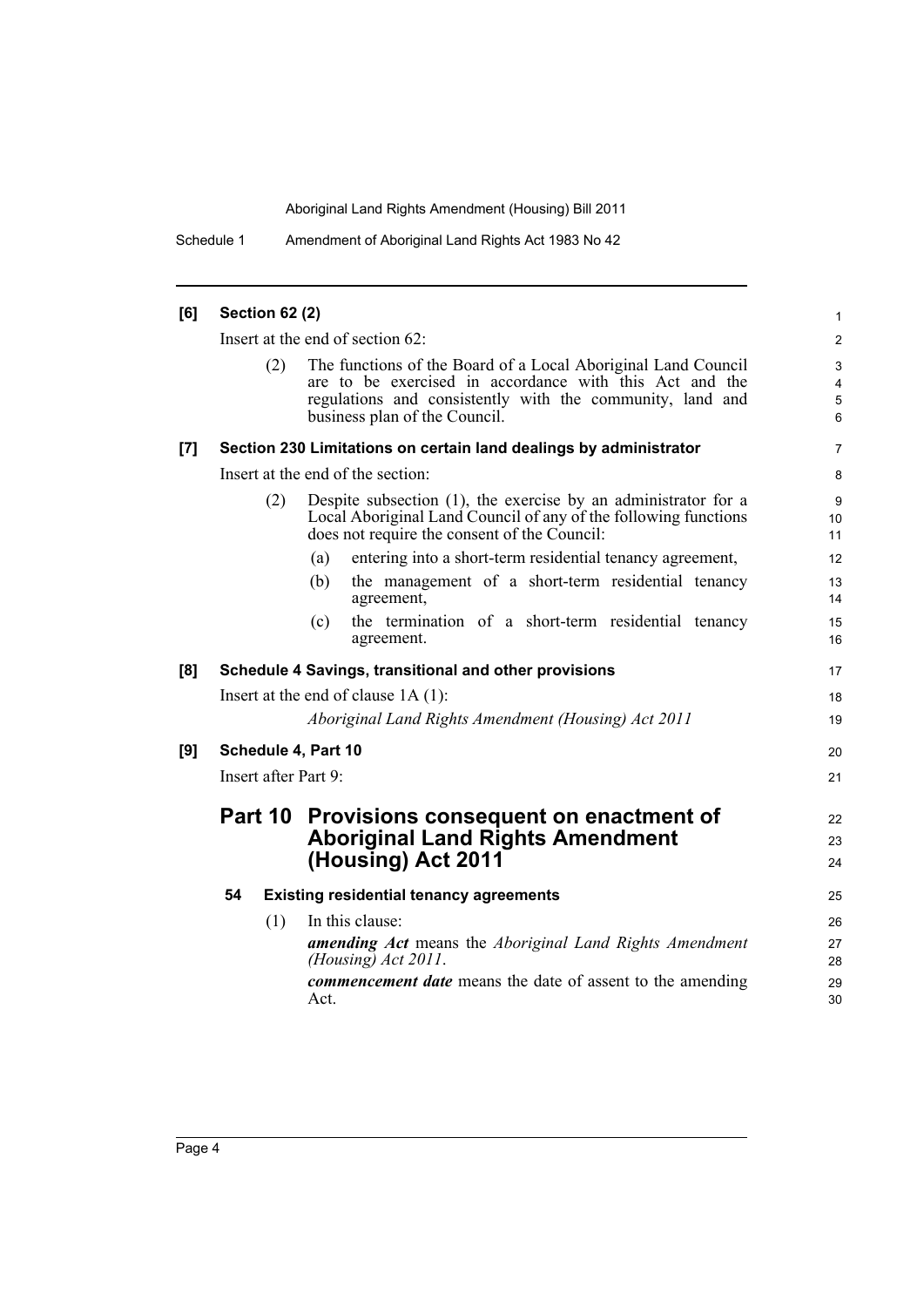**[6] Section 62 (2)**

Insert at the end of section 62:

(2) The functions of the Board of a Local Aboriginal Land Council are to be exercised in accordance with this Act and the regulations and consistently with the community, land and business plan of the Council.

**[7] Section 230 Limitations on certain land dealings by administrator**

Insert at the end of the section:

(2) Despite subsection (1), the exercise by an administrator for a Local Aboriginal Land Council of any of the following functions does not require the consent of the Council:

(a) entering into a short-term residential tenancy agreement,

(b) the management of a short-term residential tenancy agreement,

(c) the termination of a short-term residential tenancy agreement.

**[8] Schedule 4 Savings, transitional and other provisions**

Insert at the end of clause 1A (1):

*Aboriginal Land Rights Amendment (Housing) Act 2011*

**[9] Schedule 4, Part 10**

Insert after Part 9:

## Part 10 Provisions consequent on enactment of Aboriginal Land Rights Amendment (Housing) Act 2011

### 54 Existing residential tenancy agreements

(1) In this clause:

***amending Act*** means the *Aboriginal Land Rights Amendment (Housing) Act 2011*.

***commencement date*** means the date of assent to the amending Act.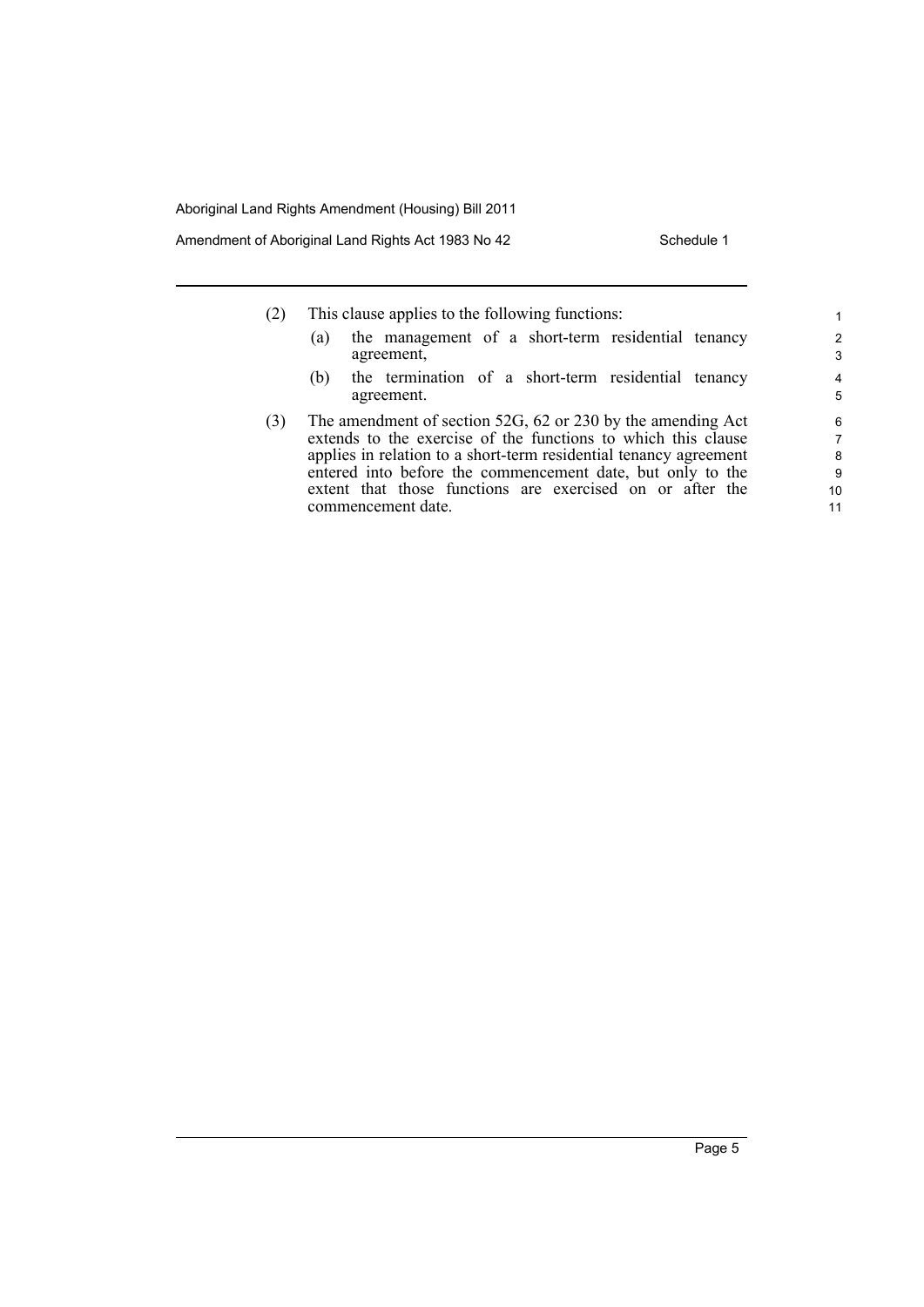(2) This clause applies to the following functions:

(a) the management of a short-term residential tenancy agreement,

(b) the termination of a short-term residential tenancy agreement.

(3) The amendment of section 52G, 62 or 230 by the amending Act extends to the exercise of the functions to which this clause applies in relation to a short-term residential tenancy agreement entered into before the commencement date, but only to the extent that those functions are exercised on or after the commencement date.